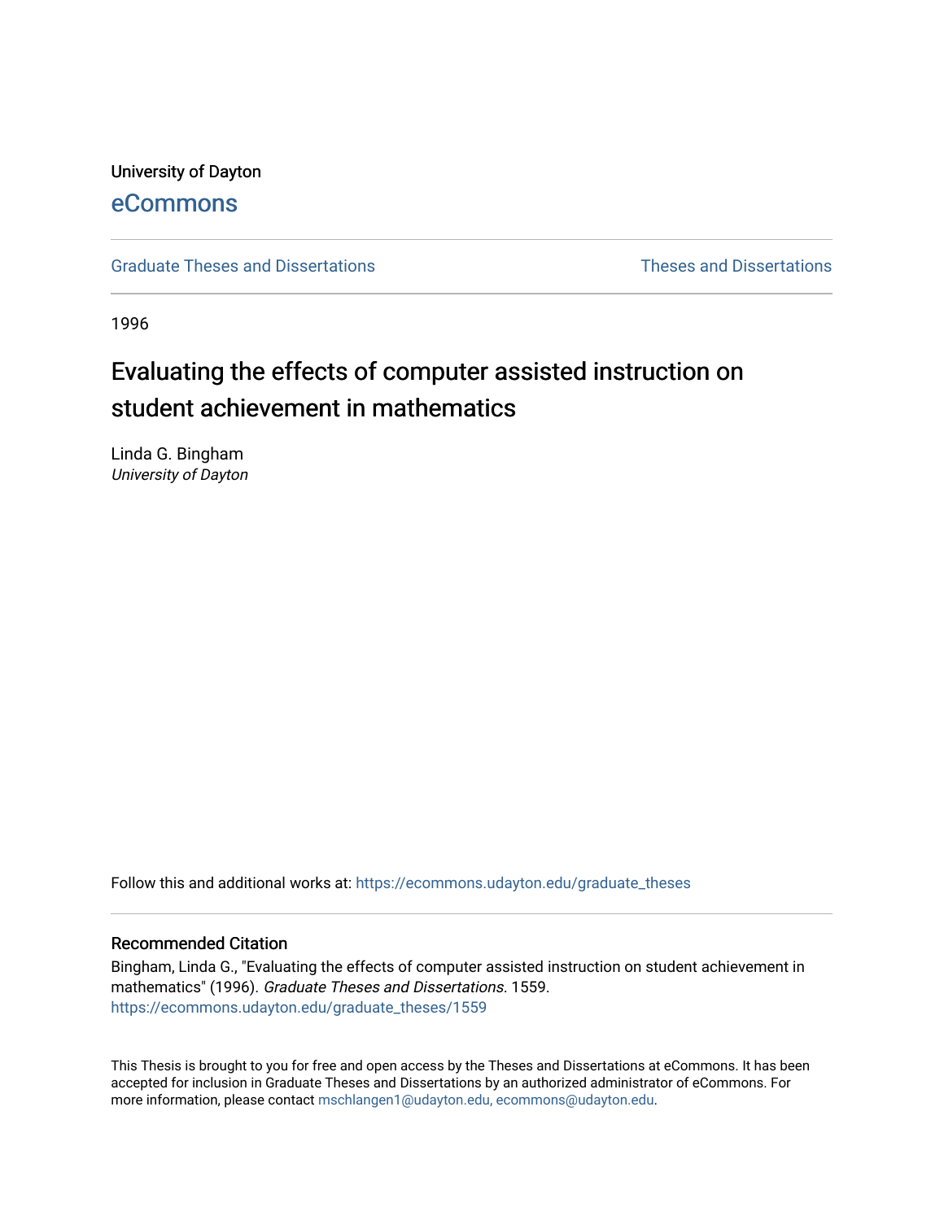University of Dayton

eCommons

Graduate Theses and Dissertations | Theses and Dissertations

1996

# Evaluating the effects of computer assisted instruction on student achievement in mathematics

Linda G. Bingham
*University of Dayton*

Follow this and additional works at: https://ecommons.udayton.edu/graduate_theses

## Recommended Citation

Bingham, Linda G., "Evaluating the effects of computer assisted instruction on student achievement in mathematics" (1996). *Graduate Theses and Dissertations*. 1559.
https://ecommons.udayton.edu/graduate_theses/1559

This Thesis is brought to you for free and open access by the Theses and Dissertations at eCommons. It has been accepted for inclusion in Graduate Theses and Dissertations by an authorized administrator of eCommons. For more information, please contact mschlangen1@udayton.edu, ecommons@udayton.edu.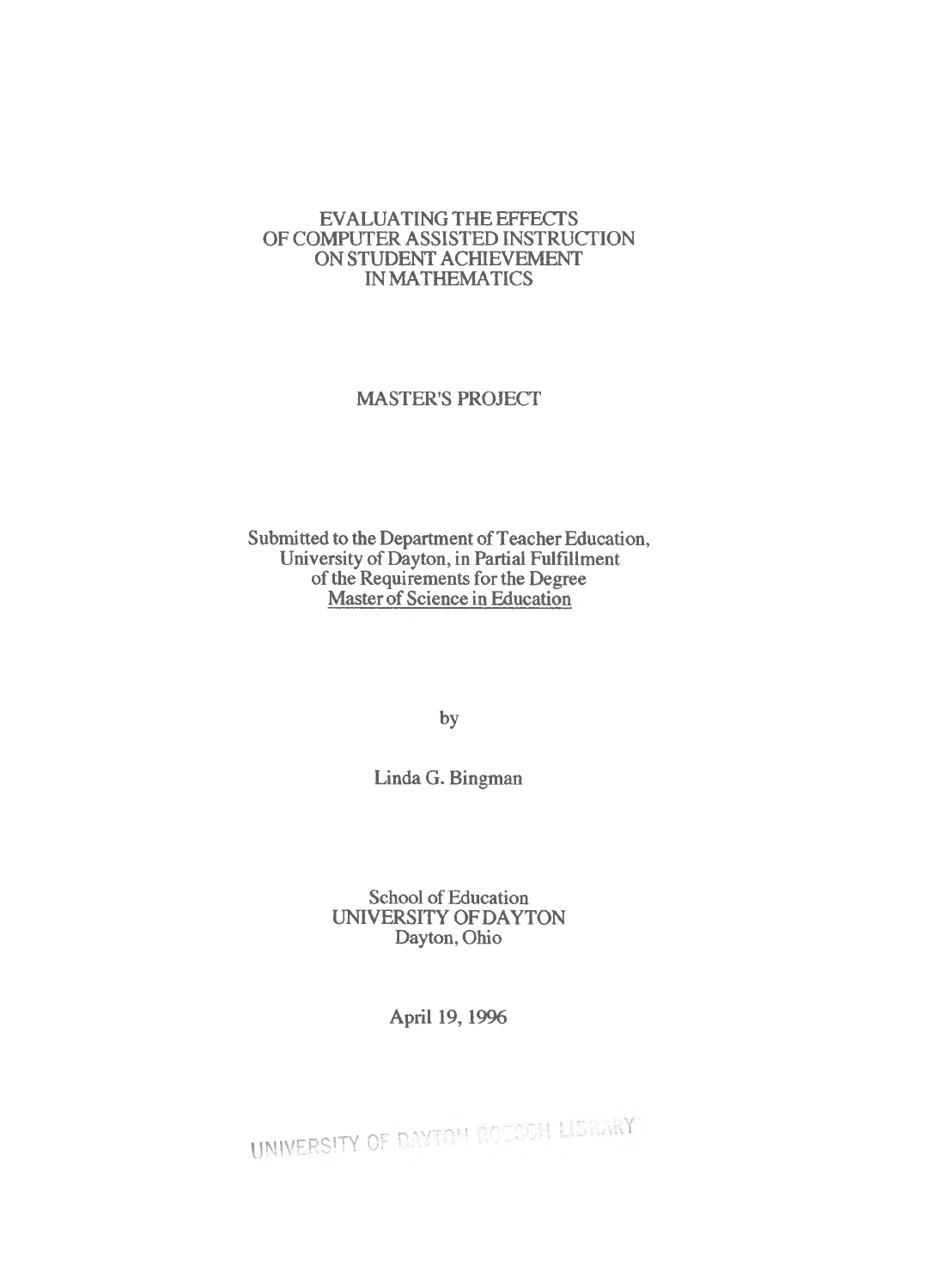# EVALUATING THE EFFECTS OF COMPUTER ASSISTED INSTRUCTION ON STUDENT ACHIEVEMENT IN MATHEMATICS

MASTER'S PROJECT

Submitted to the Department of Teacher Education,
University of Dayton, in Partial Fulfillment
of the Requirements for the Degree
Master of Science in Education

by

Linda G. Bingman

School of Education
UNIVERSITY OF DAYTON
Dayton, Ohio

April 19, 1996

UNIVERSITY OF DAYTON ROESCH LIBRARY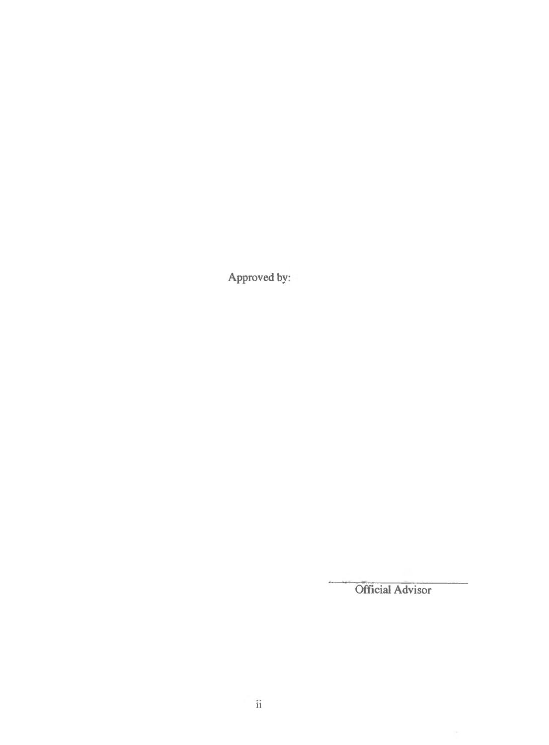Approved by:

\_\_\_\_\_\_\_\_\_\_\_\_\_\_\_\_\_\_\_\_\_\_\_\_

Official Advisor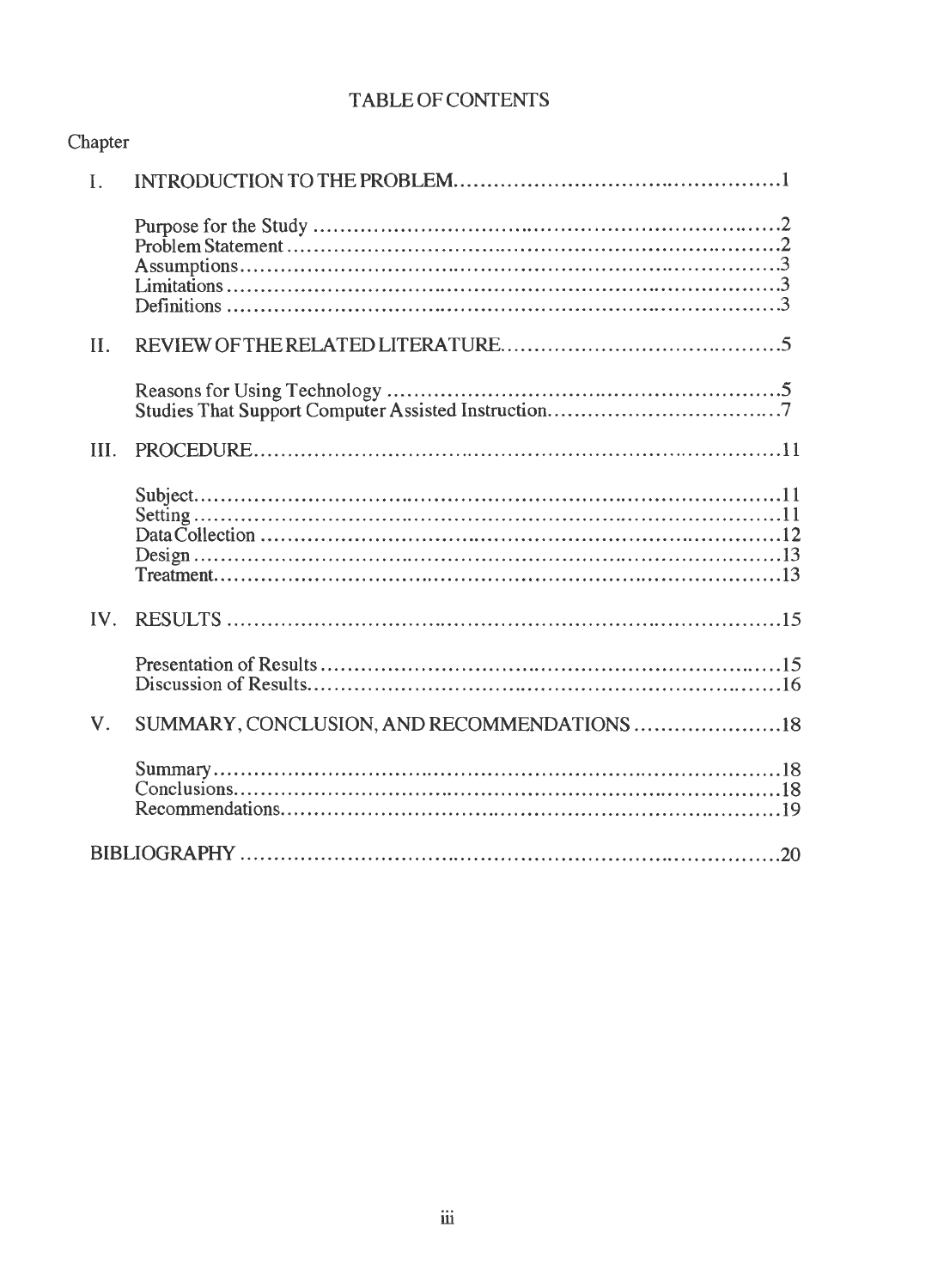# TABLE OF CONTENTS

Chapter

I. INTRODUCTION TO THE PROBLEM....................................................1

- Purpose for the Study ....................................................................2
- Problem Statement .......................................................................2
- Assumptions.................................................................................3
- Limitations ..................................................................................3
- Definitions ..................................................................................3

II. REVIEW OF THE RELATED LITERATURE.............................................5

- Reasons for Using Technology ..........................................................5
- Studies That Support Computer Assisted Instruction.................................7

III. PROCEDURE..................................................................................11

- Subject.........................................................................................11
- Setting .........................................................................................11
- Data Collection ..............................................................................12
- Design .........................................................................................13
- Treatment.....................................................................................13

IV. RESULTS .....................................................................................15

- Presentation of Results ....................................................................15
- Discussion of Results.......................................................................16

V. SUMMARY, CONCLUSION, AND RECOMMENDATIONS ......................18

- Summary......................................................................................18
- Conclusions...................................................................................18
- Recommendations............................................................................19

BIBLIOGRAPHY ..................................................................................20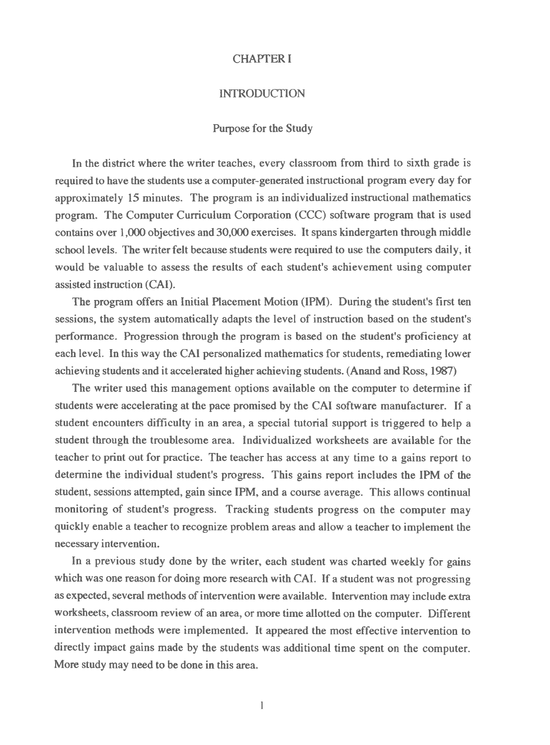# CHAPTER I

## INTRODUCTION

### Purpose for the Study

In the district where the writer teaches, every classroom from third to sixth grade is required to have the students use a computer-generated instructional program every day for approximately 15 minutes. The program is an individualized instructional mathematics program. The Computer Curriculum Corporation (CCC) software program that is used contains over 1,000 objectives and 30,000 exercises. It spans kindergarten through middle school levels. The writer felt because students were required to use the computers daily, it would be valuable to assess the results of each student's achievement using computer assisted instruction (CAI).

The program offers an Initial Placement Motion (IPM). During the student's first ten sessions, the system automatically adapts the level of instruction based on the student's performance. Progression through the program is based on the student's proficiency at each level. In this way the CAI personalized mathematics for students, remediating lower achieving students and it accelerated higher achieving students. (Anand and Ross, 1987)

The writer used this management options available on the computer to determine if students were accelerating at the pace promised by the CAI software manufacturer. If a student encounters difficulty in an area, a special tutorial support is triggered to help a student through the troublesome area. Individualized worksheets are available for the teacher to print out for practice. The teacher has access at any time to a gains report to determine the individual student's progress. This gains report includes the IPM of the student, sessions attempted, gain since IPM, and a course average. This allows continual monitoring of student's progress. Tracking students progress on the computer may quickly enable a teacher to recognize problem areas and allow a teacher to implement the necessary intervention.

In a previous study done by the writer, each student was charted weekly for gains which was one reason for doing more research with CAI. If a student was not progressing as expected, several methods of intervention were available. Intervention may include extra worksheets, classroom review of an area, or more time allotted on the computer. Different intervention methods were implemented. It appeared the most effective intervention to directly impact gains made by the students was additional time spent on the computer. More study may need to be done in this area.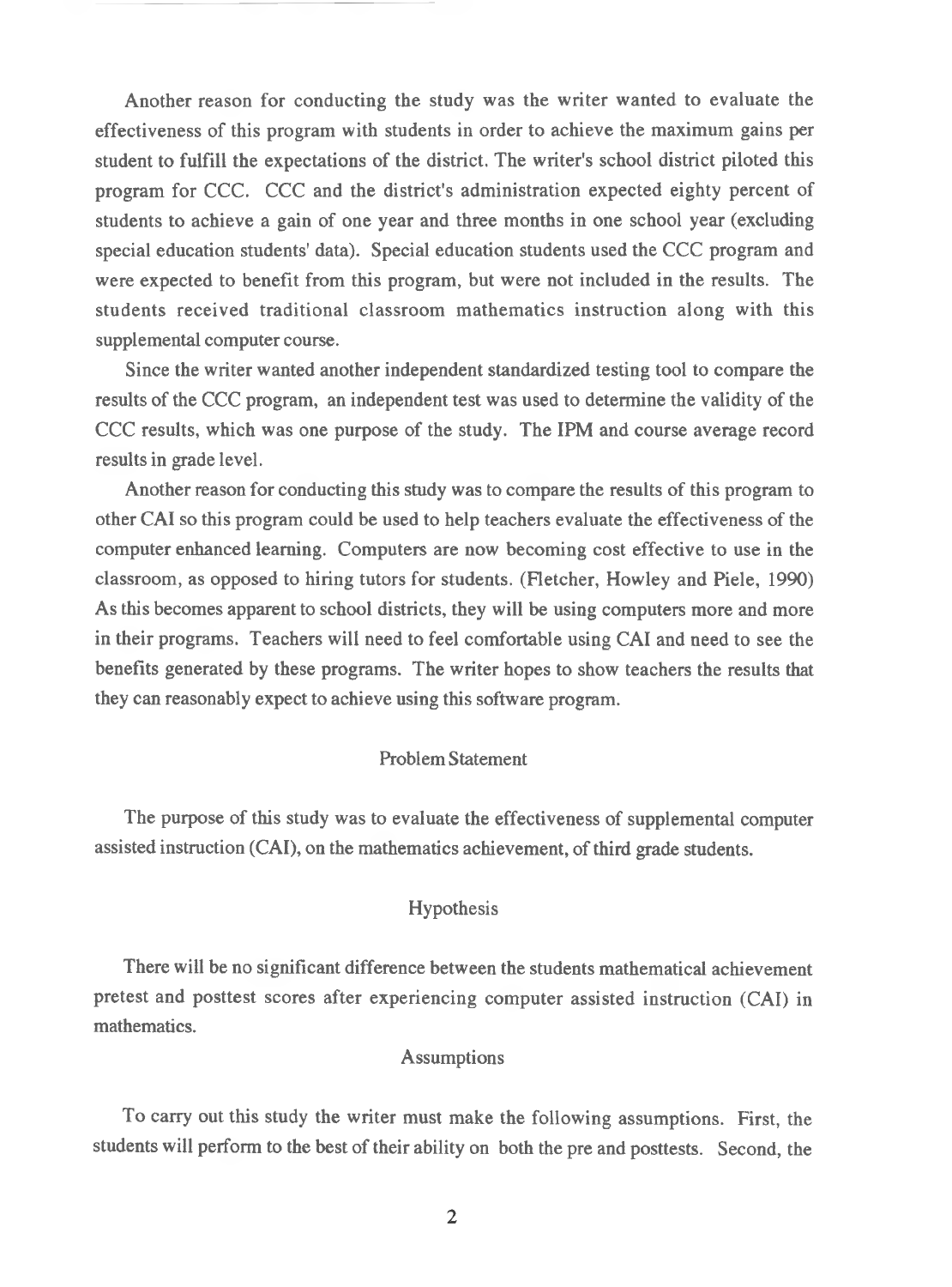Another reason for conducting the study was the writer wanted to evaluate the effectiveness of this program with students in order to achieve the maximum gains per student to fulfill the expectations of the district. The writer's school district piloted this program for CCC. CCC and the district's administration expected eighty percent of students to achieve a gain of one year and three months in one school year (excluding special education students' data). Special education students used the CCC program and were expected to benefit from this program, but were not included in the results. The students received traditional classroom mathematics instruction along with this supplemental computer course.

Since the writer wanted another independent standardized testing tool to compare the results of the CCC program, an independent test was used to determine the validity of the CCC results, which was one purpose of the study. The IPM and course average record results in grade level.

Another reason for conducting this study was to compare the results of this program to other CAI so this program could be used to help teachers evaluate the effectiveness of the computer enhanced learning. Computers are now becoming cost effective to use in the classroom, as opposed to hiring tutors for students. (Fletcher, Howley and Piele, 1990) As this becomes apparent to school districts, they will be using computers more and more in their programs. Teachers will need to feel comfortable using CAI and need to see the benefits generated by these programs. The writer hopes to show teachers the results that they can reasonably expect to achieve using this software program.

## Problem Statement

The purpose of this study was to evaluate the effectiveness of supplemental computer assisted instruction (CAI), on the mathematics achievement, of third grade students.

## Hypothesis

There will be no significant difference between the students mathematical achievement pretest and posttest scores after experiencing computer assisted instruction (CAI) in mathematics.

## Assumptions

To carry out this study the writer must make the following assumptions. First, the students will perform to the best of their ability on both the pre and posttests. Second, the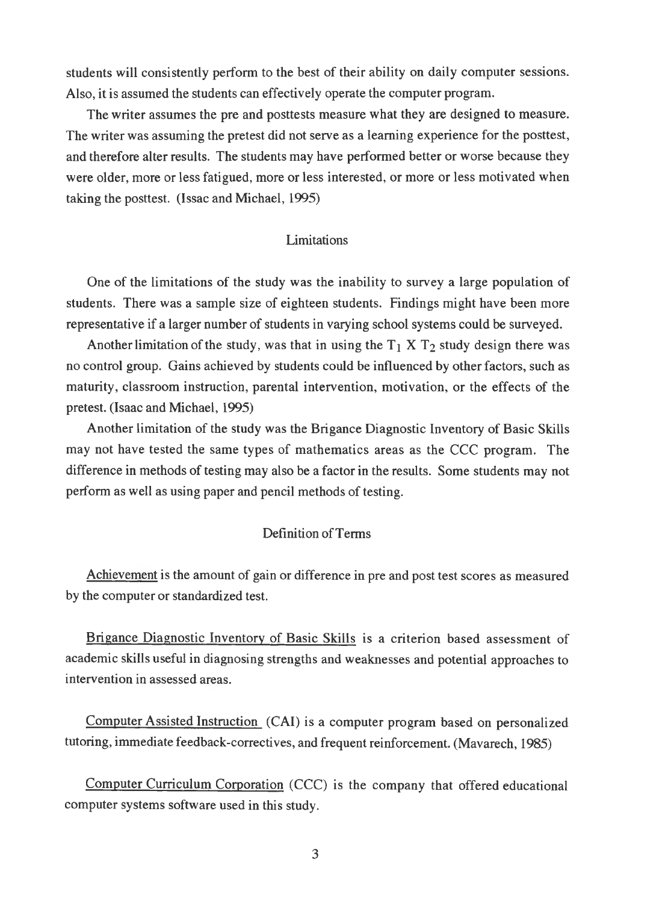students will consistently perform to the best of their ability on daily computer sessions. Also, it is assumed the students can effectively operate the computer program.

The writer assumes the pre and posttests measure what they are designed to measure. The writer was assuming the pretest did not serve as a learning experience for the posttest, and therefore alter results. The students may have performed better or worse because they were older, more or less fatigued, more or less interested, or more or less motivated when taking the posttest. (Issac and Michael, 1995)

## Limitations

One of the limitations of the study was the inability to survey a large population of students. There was a sample size of eighteen students. Findings might have been more representative if a larger number of students in varying school systems could be surveyed.

Another limitation of the study, was that in using the $T_1$ X $T_2$ study design there was no control group. Gains achieved by students could be influenced by other factors, such as maturity, classroom instruction, parental intervention, motivation, or the effects of the pretest. (Isaac and Michael, 1995)

Another limitation of the study was the Brigance Diagnostic Inventory of Basic Skills may not have tested the same types of mathematics areas as the CCC program. The difference in methods of testing may also be a factor in the results. Some students may not perform as well as using paper and pencil methods of testing.

## Definition of Terms

<u>Achievement</u> is the amount of gain or difference in pre and post test scores as measured by the computer or standardized test.

<u>Brigance Diagnostic Inventory of Basic Skills</u> is a criterion based assessment of academic skills useful in diagnosing strengths and weaknesses and potential approaches to intervention in assessed areas.

<u>Computer Assisted Instruction</u> (CAI) is a computer program based on personalized tutoring, immediate feedback-correctives, and frequent reinforcement. (Mavarech, 1985)

<u>Computer Curriculum Corporation</u> (CCC) is the company that offered educational computer systems software used in this study.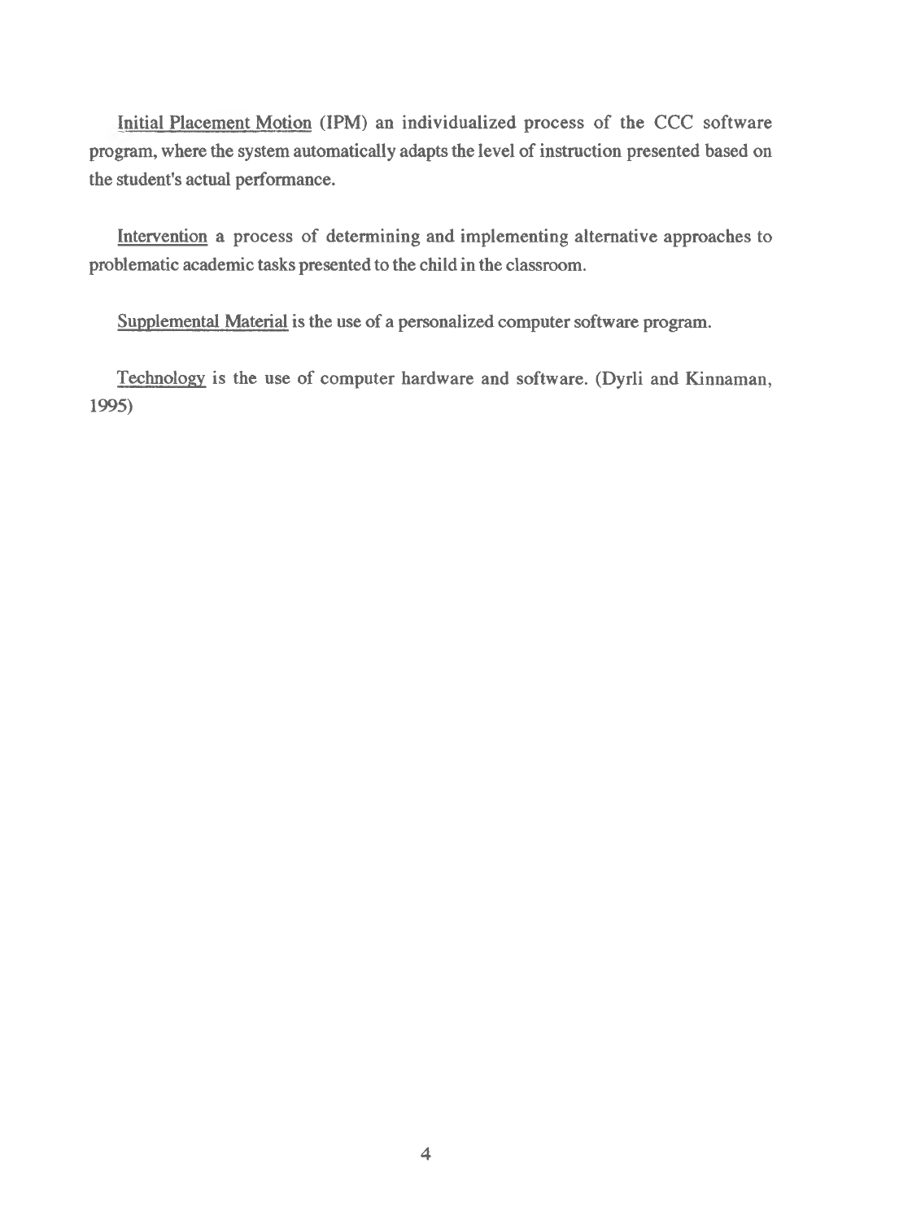Initial Placement Motion (IPM) an individualized process of the CCC software program, where the system automatically adapts the level of instruction presented based on the student's actual performance.

Intervention a process of determining and implementing alternative approaches to problematic academic tasks presented to the child in the classroom.

Supplemental Material is the use of a personalized computer software program.

Technology is the use of computer hardware and software. (Dyrli and Kinnaman, 1995)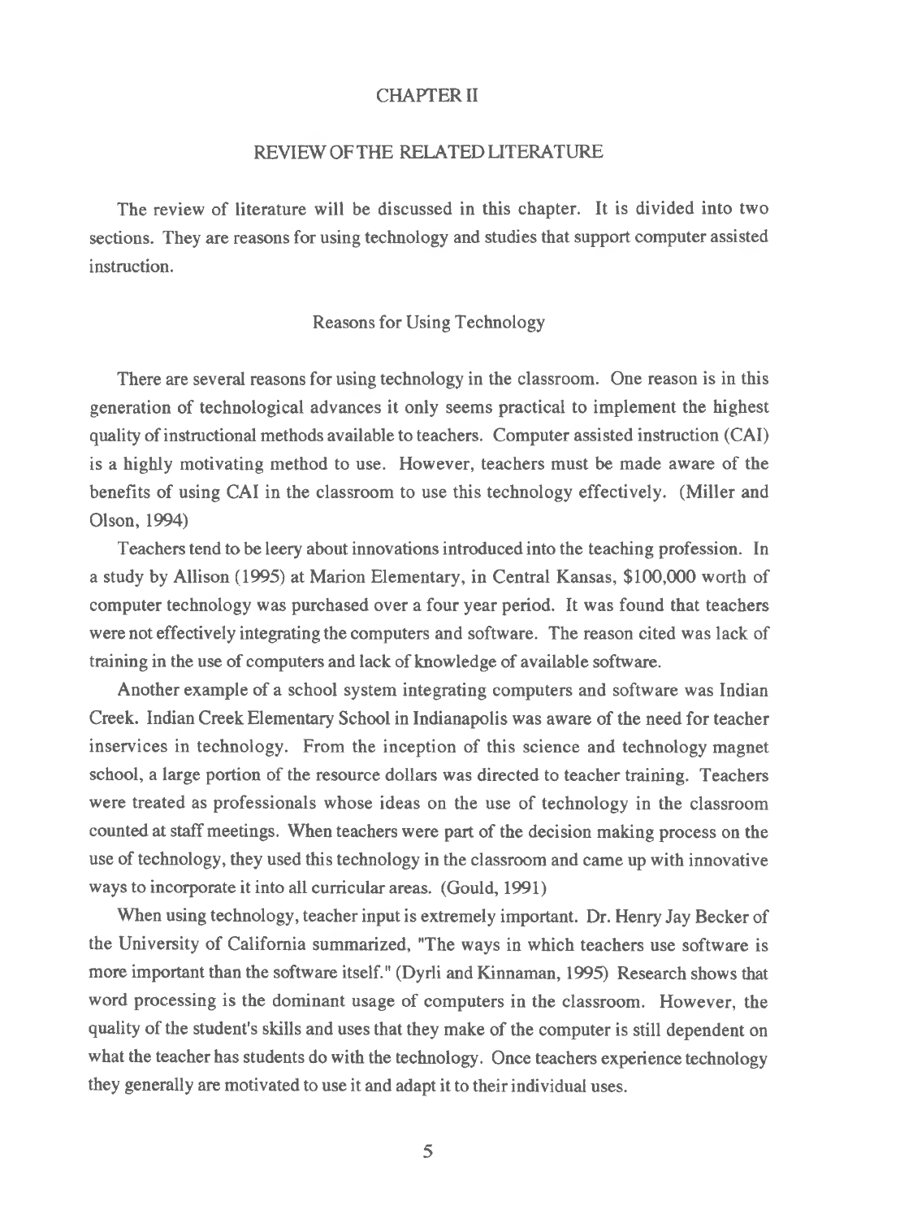# CHAPTER II

## REVIEW OF THE RELATED LITERATURE

The review of literature will be discussed in this chapter. It is divided into two sections. They are reasons for using technology and studies that support computer assisted instruction.

### Reasons for Using Technology

There are several reasons for using technology in the classroom. One reason is in this generation of technological advances it only seems practical to implement the highest quality of instructional methods available to teachers. Computer assisted instruction (CAI) is a highly motivating method to use. However, teachers must be made aware of the benefits of using CAI in the classroom to use this technology effectively. (Miller and Olson, 1994)

Teachers tend to be leery about innovations introduced into the teaching profession. In a study by Allison (1995) at Marion Elementary, in Central Kansas, $100,000 worth of computer technology was purchased over a four year period. It was found that teachers were not effectively integrating the computers and software. The reason cited was lack of training in the use of computers and lack of knowledge of available software.

Another example of a school system integrating computers and software was Indian Creek. Indian Creek Elementary School in Indianapolis was aware of the need for teacher inservices in technology. From the inception of this science and technology magnet school, a large portion of the resource dollars was directed to teacher training. Teachers were treated as professionals whose ideas on the use of technology in the classroom counted at staff meetings. When teachers were part of the decision making process on the use of technology, they used this technology in the classroom and came up with innovative ways to incorporate it into all curricular areas. (Gould, 1991)

When using technology, teacher input is extremely important. Dr. Henry Jay Becker of the University of California summarized, "The ways in which teachers use software is more important than the software itself." (Dyrli and Kinnaman, 1995) Research shows that word processing is the dominant usage of computers in the classroom. However, the quality of the student's skills and uses that they make of the computer is still dependent on what the teacher has students do with the technology. Once teachers experience technology they generally are motivated to use it and adapt it to their individual uses.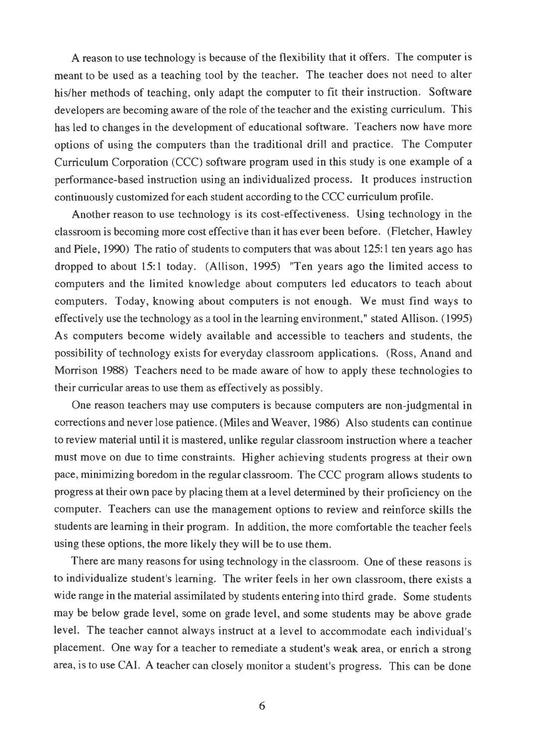A reason to use technology is because of the flexibility that it offers. The computer is meant to be used as a teaching tool by the teacher. The teacher does not need to alter his/her methods of teaching, only adapt the computer to fit their instruction. Software developers are becoming aware of the role of the teacher and the existing curriculum. This has led to changes in the development of educational software. Teachers now have more options of using the computers than the traditional drill and practice. The Computer Curriculum Corporation (CCC) software program used in this study is one example of a performance-based instruction using an individualized process. It produces instruction continuously customized for each student according to the CCC curriculum profile.

Another reason to use technology is its cost-effectiveness. Using technology in the classroom is becoming more cost effective than it has ever been before. (Fletcher, Hawley and Piele, 1990) The ratio of students to computers that was about 125:1 ten years ago has dropped to about 15:1 today. (Allison, 1995) "Ten years ago the limited access to computers and the limited knowledge about computers led educators to teach about computers. Today, knowing about computers is not enough. We must find ways to effectively use the technology as a tool in the learning environment," stated Allison. (1995) As computers become widely available and accessible to teachers and students, the possibility of technology exists for everyday classroom applications. (Ross, Anand and Morrison 1988) Teachers need to be made aware of how to apply these technologies to their curricular areas to use them as effectively as possibly.

One reason teachers may use computers is because computers are non-judgmental in corrections and never lose patience. (Miles and Weaver, 1986) Also students can continue to review material until it is mastered, unlike regular classroom instruction where a teacher must move on due to time constraints. Higher achieving students progress at their own pace, minimizing boredom in the regular classroom. The CCC program allows students to progress at their own pace by placing them at a level determined by their proficiency on the computer. Teachers can use the management options to review and reinforce skills the students are learning in their program. In addition, the more comfortable the teacher feels using these options, the more likely they will be to use them.

There are many reasons for using technology in the classroom. One of these reasons is to individualize student's learning. The writer feels in her own classroom, there exists a wide range in the material assimilated by students entering into third grade. Some students may be below grade level, some on grade level, and some students may be above grade level. The teacher cannot always instruct at a level to accommodate each individual's placement. One way for a teacher to remediate a student's weak area, or enrich a strong area, is to use CAI. A teacher can closely monitor a student's progress. This can be done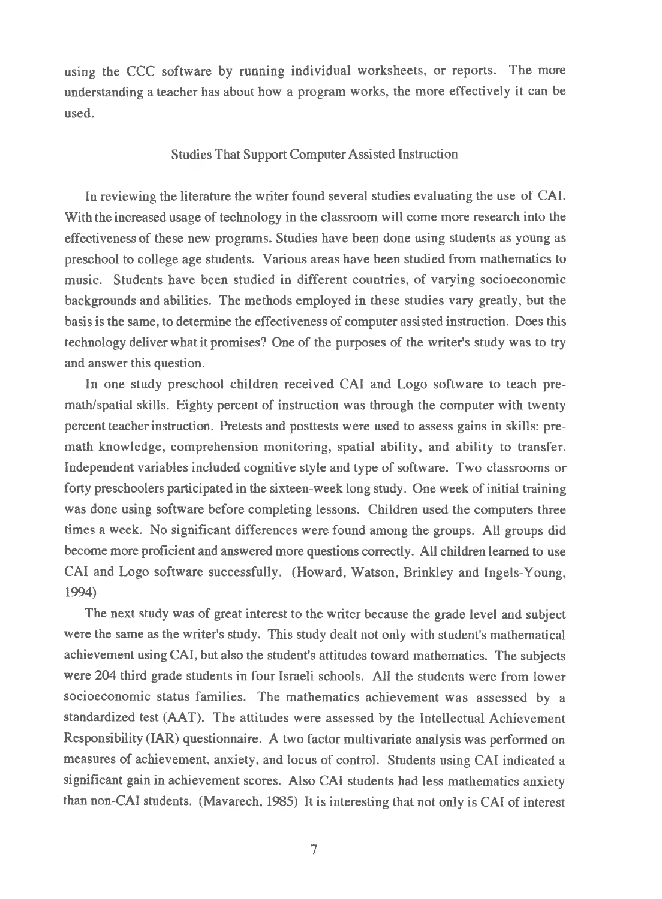using the CCC software by running individual worksheets, or reports. The more understanding a teacher has about how a program works, the more effectively it can be used.

## Studies That Support Computer Assisted Instruction

In reviewing the literature the writer found several studies evaluating the use of CAI. With the increased usage of technology in the classroom will come more research into the effectiveness of these new programs. Studies have been done using students as young as preschool to college age students. Various areas have been studied from mathematics to music. Students have been studied in different countries, of varying socioeconomic backgrounds and abilities. The methods employed in these studies vary greatly, but the basis is the same, to determine the effectiveness of computer assisted instruction. Does this technology deliver what it promises? One of the purposes of the writer's study was to try and answer this question.

In one study preschool children received CAI and Logo software to teach pre-math/spatial skills. Eighty percent of instruction was through the computer with twenty percent teacher instruction. Pretests and posttests were used to assess gains in skills: pre-math knowledge, comprehension monitoring, spatial ability, and ability to transfer. Independent variables included cognitive style and type of software. Two classrooms or forty preschoolers participated in the sixteen-week long study. One week of initial training was done using software before completing lessons. Children used the computers three times a week. No significant differences were found among the groups. All groups did become more proficient and answered more questions correctly. All children learned to use CAI and Logo software successfully. (Howard, Watson, Brinkley and Ingels-Young, 1994)

The next study was of great interest to the writer because the grade level and subject were the same as the writer's study. This study dealt not only with student's mathematical achievement using CAI, but also the student's attitudes toward mathematics. The subjects were 204 third grade students in four Israeli schools. All the students were from lower socioeconomic status families. The mathematics achievement was assessed by a standardized test (AAT). The attitudes were assessed by the Intellectual Achievement Responsibility (IAR) questionnaire. A two factor multivariate analysis was performed on measures of achievement, anxiety, and locus of control. Students using CAI indicated a significant gain in achievement scores. Also CAI students had less mathematics anxiety than non-CAI students. (Mavarech, 1985) It is interesting that not only is CAI of interest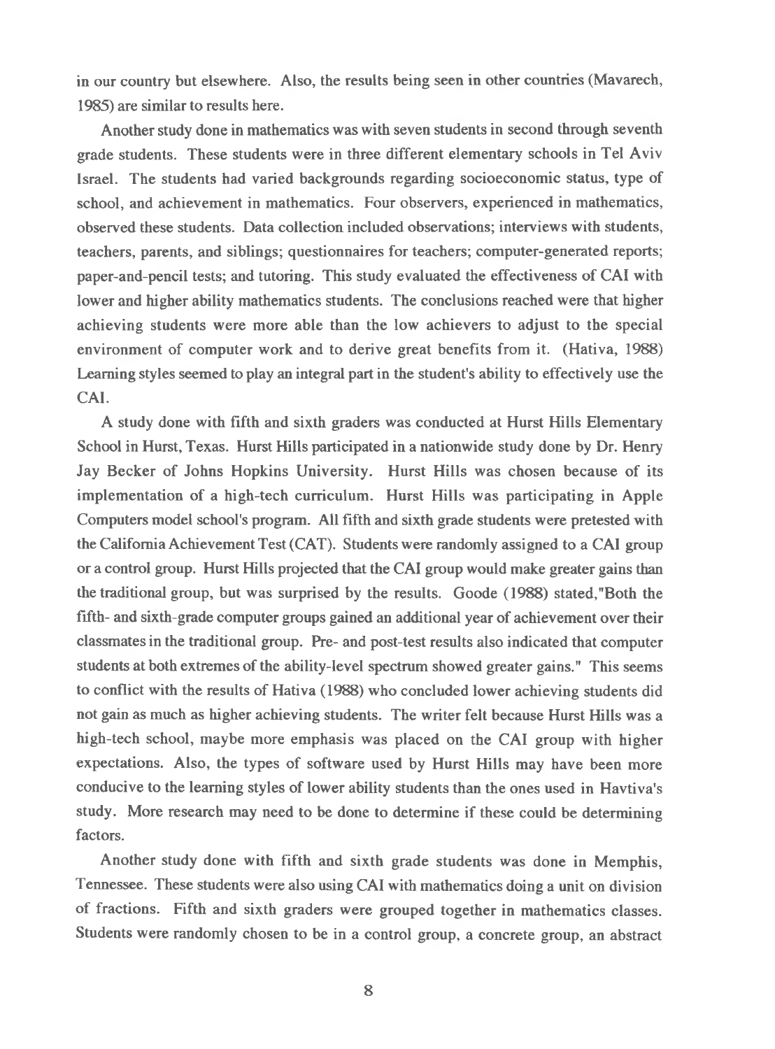in our country but elsewhere. Also, the results being seen in other countries (Mavarech, 1985) are similar to results here.

Another study done in mathematics was with seven students in second through seventh grade students. These students were in three different elementary schools in Tel Aviv Israel. The students had varied backgrounds regarding socioeconomic status, type of school, and achievement in mathematics. Four observers, experienced in mathematics, observed these students. Data collection included observations; interviews with students, teachers, parents, and siblings; questionnaires for teachers; computer-generated reports; paper-and-pencil tests; and tutoring. This study evaluated the effectiveness of CAI with lower and higher ability mathematics students. The conclusions reached were that higher achieving students were more able than the low achievers to adjust to the special environment of computer work and to derive great benefits from it. (Hativa, 1988) Learning styles seemed to play an integral part in the student's ability to effectively use the CAI.

A study done with fifth and sixth graders was conducted at Hurst Hills Elementary School in Hurst, Texas. Hurst Hills participated in a nationwide study done by Dr. Henry Jay Becker of Johns Hopkins University. Hurst Hills was chosen because of its implementation of a high-tech curriculum. Hurst Hills was participating in Apple Computers model school's program. All fifth and sixth grade students were pretested with the California Achievement Test (CAT). Students were randomly assigned to a CAI group or a control group. Hurst Hills projected that the CAI group would make greater gains than the traditional group, but was surprised by the results. Goode (1988) stated,"Both the fifth- and sixth-grade computer groups gained an additional year of achievement over their classmates in the traditional group. Pre- and post-test results also indicated that computer students at both extremes of the ability-level spectrum showed greater gains." This seems to conflict with the results of Hativa (1988) who concluded lower achieving students did not gain as much as higher achieving students. The writer felt because Hurst Hills was a high-tech school, maybe more emphasis was placed on the CAI group with higher expectations. Also, the types of software used by Hurst Hills may have been more conducive to the learning styles of lower ability students than the ones used in Havtiva's study. More research may need to be done to determine if these could be determining factors.

Another study done with fifth and sixth grade students was done in Memphis, Tennessee. These students were also using CAI with mathematics doing a unit on division of fractions. Fifth and sixth graders were grouped together in mathematics classes. Students were randomly chosen to be in a control group, a concrete group, an abstract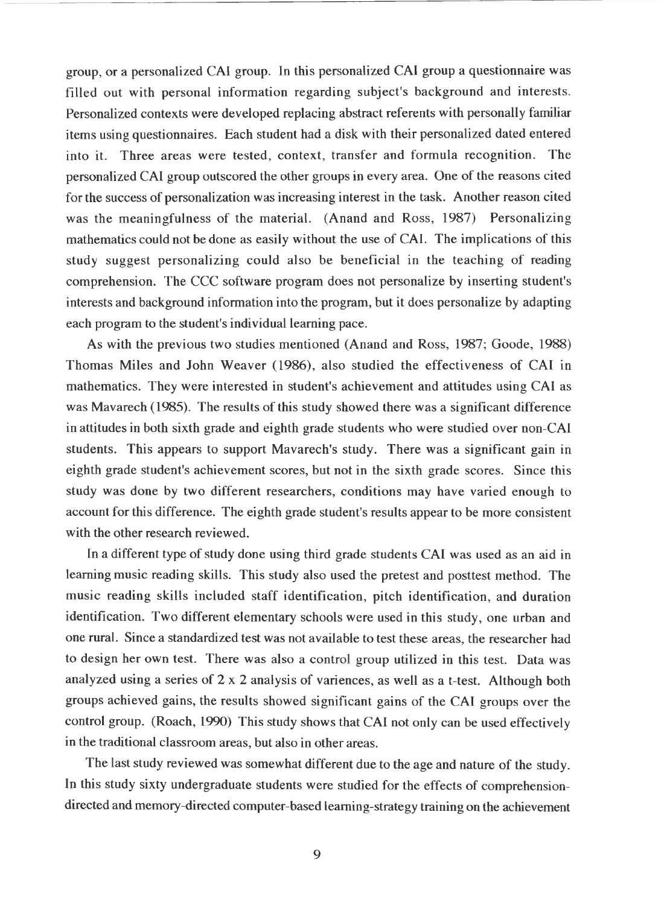group, or a personalized CAI group. In this personalized CAI group a questionnaire was filled out with personal information regarding subject's background and interests. Personalized contexts were developed replacing abstract referents with personally familiar items using questionnaires. Each student had a disk with their personalized dated entered into it. Three areas were tested, context, transfer and formula recognition. The personalized CAI group outscored the other groups in every area. One of the reasons cited for the success of personalization was increasing interest in the task. Another reason cited was the meaningfulness of the material. (Anand and Ross, 1987) Personalizing mathematics could not be done as easily without the use of CAI. The implications of this study suggest personalizing could also be beneficial in the teaching of reading comprehension. The CCC software program does not personalize by inserting student's interests and background information into the program, but it does personalize by adapting each program to the student's individual learning pace.

As with the previous two studies mentioned (Anand and Ross, 1987; Goode, 1988) Thomas Miles and John Weaver (1986), also studied the effectiveness of CAI in mathematics. They were interested in student's achievement and attitudes using CAI as was Mavarech (1985). The results of this study showed there was a significant difference in attitudes in both sixth grade and eighth grade students who were studied over non-CAI students. This appears to support Mavarech's study. There was a significant gain in eighth grade student's achievement scores, but not in the sixth grade scores. Since this study was done by two different researchers, conditions may have varied enough to account for this difference. The eighth grade student's results appear to be more consistent with the other research reviewed.

In a different type of study done using third grade students CAI was used as an aid in learning music reading skills. This study also used the pretest and posttest method. The music reading skills included staff identification, pitch identification, and duration identification. Two different elementary schools were used in this study, one urban and one rural. Since a standardized test was not available to test these areas, the researcher had to design her own test. There was also a control group utilized in this test. Data was analyzed using a series of 2 x 2 analysis of variences, as well as a t-test. Although both groups achieved gains, the results showed significant gains of the CAI groups over the control group. (Roach, 1990) This study shows that CAI not only can be used effectively in the traditional classroom areas, but also in other areas.

The last study reviewed was somewhat different due to the age and nature of the study. In this study sixty undergraduate students were studied for the effects of comprehension-directed and memory-directed computer-based learning-strategy training on the achievement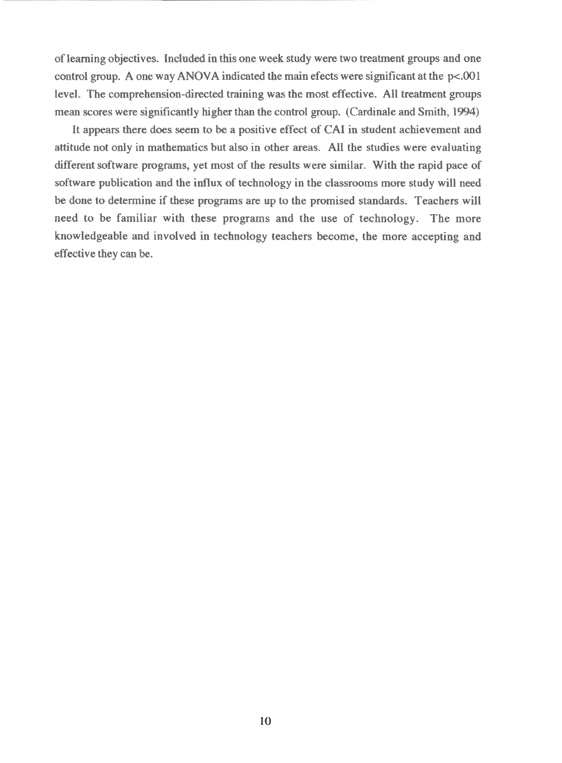of learning objectives. Included in this one week study were two treatment groups and one control group. A one way ANOVA indicated the main efects were significant at the $p<.001$ level. The comprehension-directed training was the most effective. All treatment groups mean scores were significantly higher than the control group. (Cardinale and Smith, 1994)

It appears there does seem to be a positive effect of CAI in student achievement and attitude not only in mathematics but also in other areas. All the studies were evaluating different software programs, yet most of the results were similar. With the rapid pace of software publication and the influx of technology in the classrooms more study will need be done to determine if these programs are up to the promised standards. Teachers will need to be familiar with these programs and the use of technology. The more knowledgeable and involved in technology teachers become, the more accepting and effective they can be.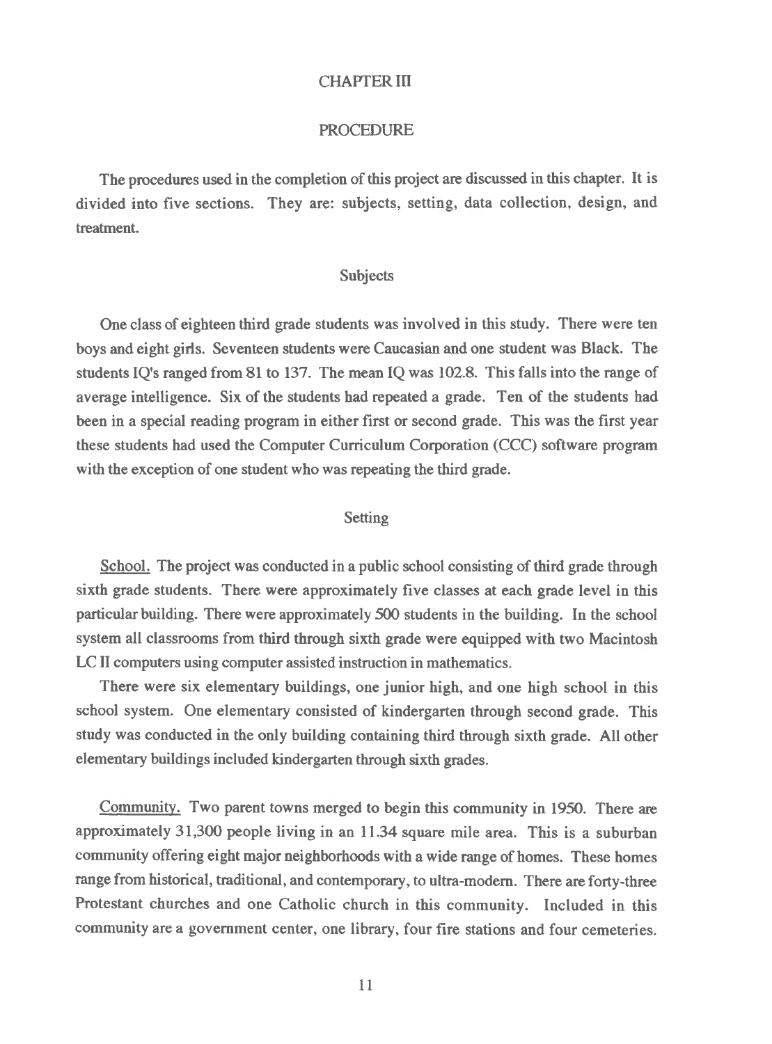# CHAPTER III

## PROCEDURE

The procedures used in the completion of this project are discussed in this chapter. It is divided into five sections. They are: subjects, setting, data collection, design, and treatment.

### Subjects

One class of eighteen third grade students was involved in this study. There were ten boys and eight girls. Seventeen students were Caucasian and one student was Black. The students IQ's ranged from 81 to 137. The mean IQ was 102.8. This falls into the range of average intelligence. Six of the students had repeated a grade. Ten of the students had been in a special reading program in either first or second grade. This was the first year these students had used the Computer Curriculum Corporation (CCC) software program with the exception of one student who was repeating the third grade.

### Setting

School. The project was conducted in a public school consisting of third grade through sixth grade students. There were approximately five classes at each grade level in this particular building. There were approximately 500 students in the building. In the school system all classrooms from third through sixth grade were equipped with two Macintosh LC II computers using computer assisted instruction in mathematics.

There were six elementary buildings, one junior high, and one high school in this school system. One elementary consisted of kindergarten through second grade. This study was conducted in the only building containing third through sixth grade. All other elementary buildings included kindergarten through sixth grades.

Community. Two parent towns merged to begin this community in 1950. There are approximately 31,300 people living in an 11.34 square mile area. This is a suburban community offering eight major neighborhoods with a wide range of homes. These homes range from historical, traditional, and contemporary, to ultra-modern. There are forty-three Protestant churches and one Catholic church in this community. Included in this community are a government center, one library, four fire stations and four cemeteries.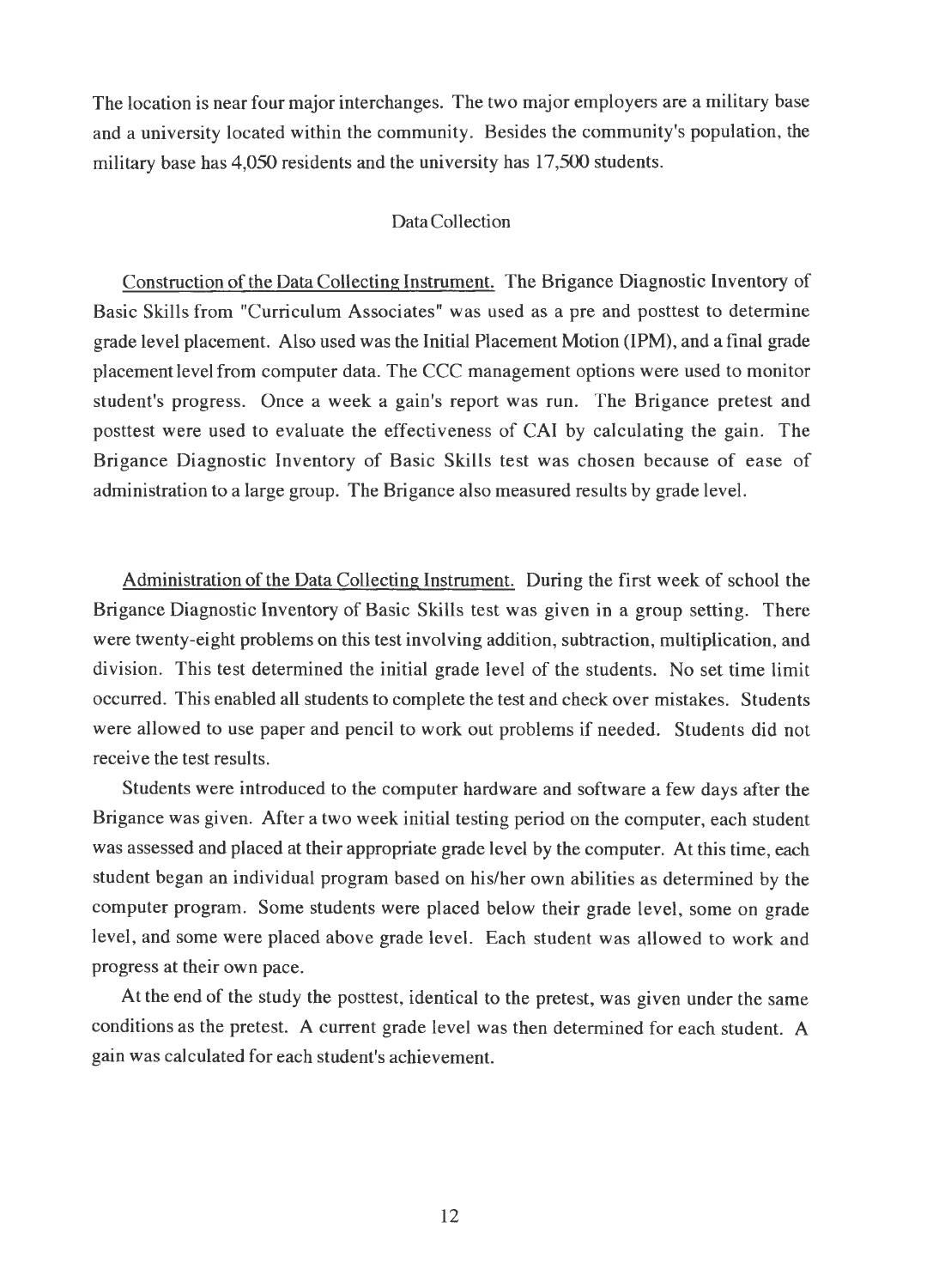The location is near four major interchanges. The two major employers are a military base and a university located within the community. Besides the community's population, the military base has 4,050 residents and the university has 17,500 students.

## Data Collection

Construction of the Data Collecting Instrument. The Brigance Diagnostic Inventory of Basic Skills from "Curriculum Associates" was used as a pre and posttest to determine grade level placement. Also used was the Initial Placement Motion (IPM), and a final grade placement level from computer data. The CCC management options were used to monitor student's progress. Once a week a gain's report was run. The Brigance pretest and posttest were used to evaluate the effectiveness of CAI by calculating the gain. The Brigance Diagnostic Inventory of Basic Skills test was chosen because of ease of administration to a large group. The Brigance also measured results by grade level.

Administration of the Data Collecting Instrument. During the first week of school the Brigance Diagnostic Inventory of Basic Skills test was given in a group setting. There were twenty-eight problems on this test involving addition, subtraction, multiplication, and division. This test determined the initial grade level of the students. No set time limit occurred. This enabled all students to complete the test and check over mistakes. Students were allowed to use paper and pencil to work out problems if needed. Students did not receive the test results.

Students were introduced to the computer hardware and software a few days after the Brigance was given. After a two week initial testing period on the computer, each student was assessed and placed at their appropriate grade level by the computer. At this time, each student began an individual program based on his/her own abilities as determined by the computer program. Some students were placed below their grade level, some on grade level, and some were placed above grade level. Each student was allowed to work and progress at their own pace.

At the end of the study the posttest, identical to the pretest, was given under the same conditions as the pretest. A current grade level was then determined for each student. A gain was calculated for each student's achievement.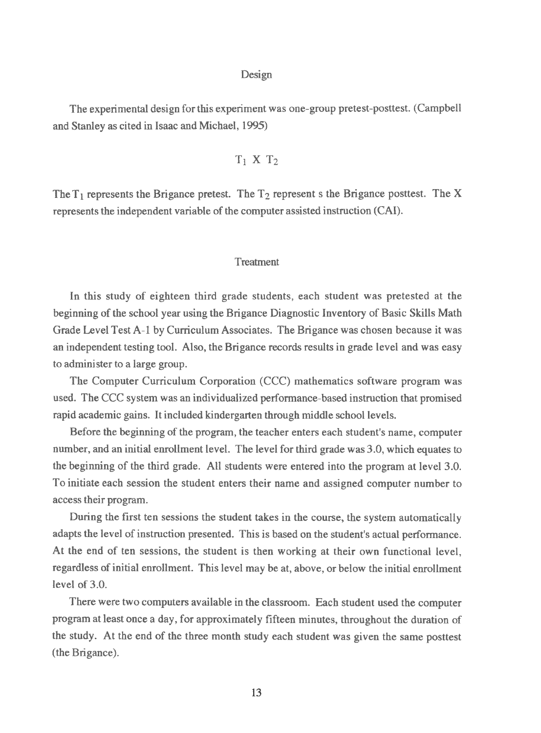## Design

The experimental design for this experiment was one-group pretest-posttest. (Campbell and Stanley as cited in Isaac and Michael, 1995)

$$T_1 \ X \ T_2$$

The $T_1$ represents the Brigance pretest. The $T_2$ represent s the Brigance posttest. The X represents the independent variable of the computer assisted instruction (CAI).

## Treatment

In this study of eighteen third grade students, each student was pretested at the beginning of the school year using the Brigance Diagnostic Inventory of Basic Skills Math Grade Level Test A-1 by Curriculum Associates. The Brigance was chosen because it was an independent testing tool. Also, the Brigance records results in grade level and was easy to administer to a large group.

The Computer Curriculum Corporation (CCC) mathematics software program was used. The CCC system was an individualized performance-based instruction that promised rapid academic gains. It included kindergarten through middle school levels.

Before the beginning of the program, the teacher enters each student's name, computer number, and an initial enrollment level. The level for third grade was 3.0, which equates to the beginning of the third grade. All students were entered into the program at level 3.0. To initiate each session the student enters their name and assigned computer number to access their program.

During the first ten sessions the student takes in the course, the system automatically adapts the level of instruction presented. This is based on the student's actual performance. At the end of ten sessions, the student is then working at their own functional level, regardless of initial enrollment. This level may be at, above, or below the initial enrollment level of 3.0.

There were two computers available in the classroom. Each student used the computer program at least once a day, for approximately fifteen minutes, throughout the duration of the study. At the end of the three month study each student was given the same posttest (the Brigance).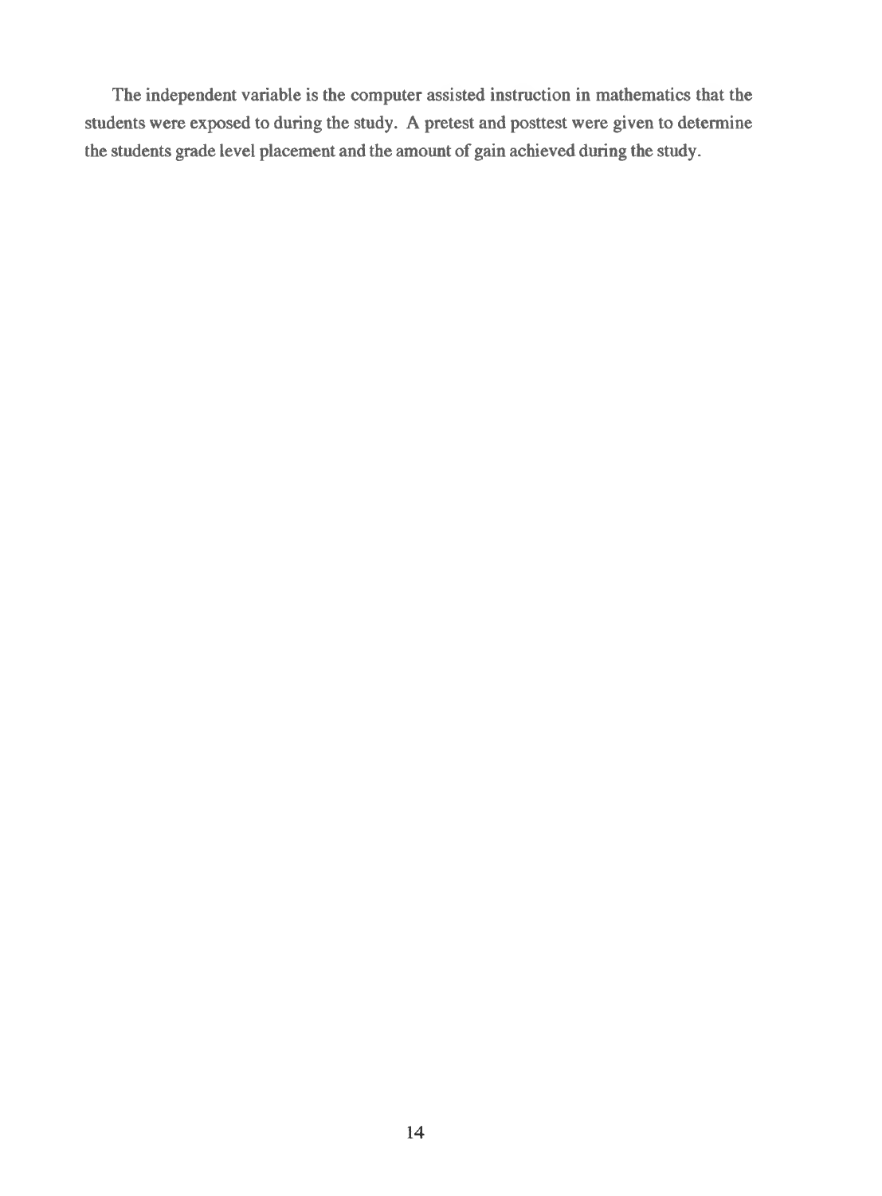The independent variable is the computer assisted instruction in mathematics that the students were exposed to during the study. A pretest and posttest were given to determine the students grade level placement and the amount of gain achieved during the study.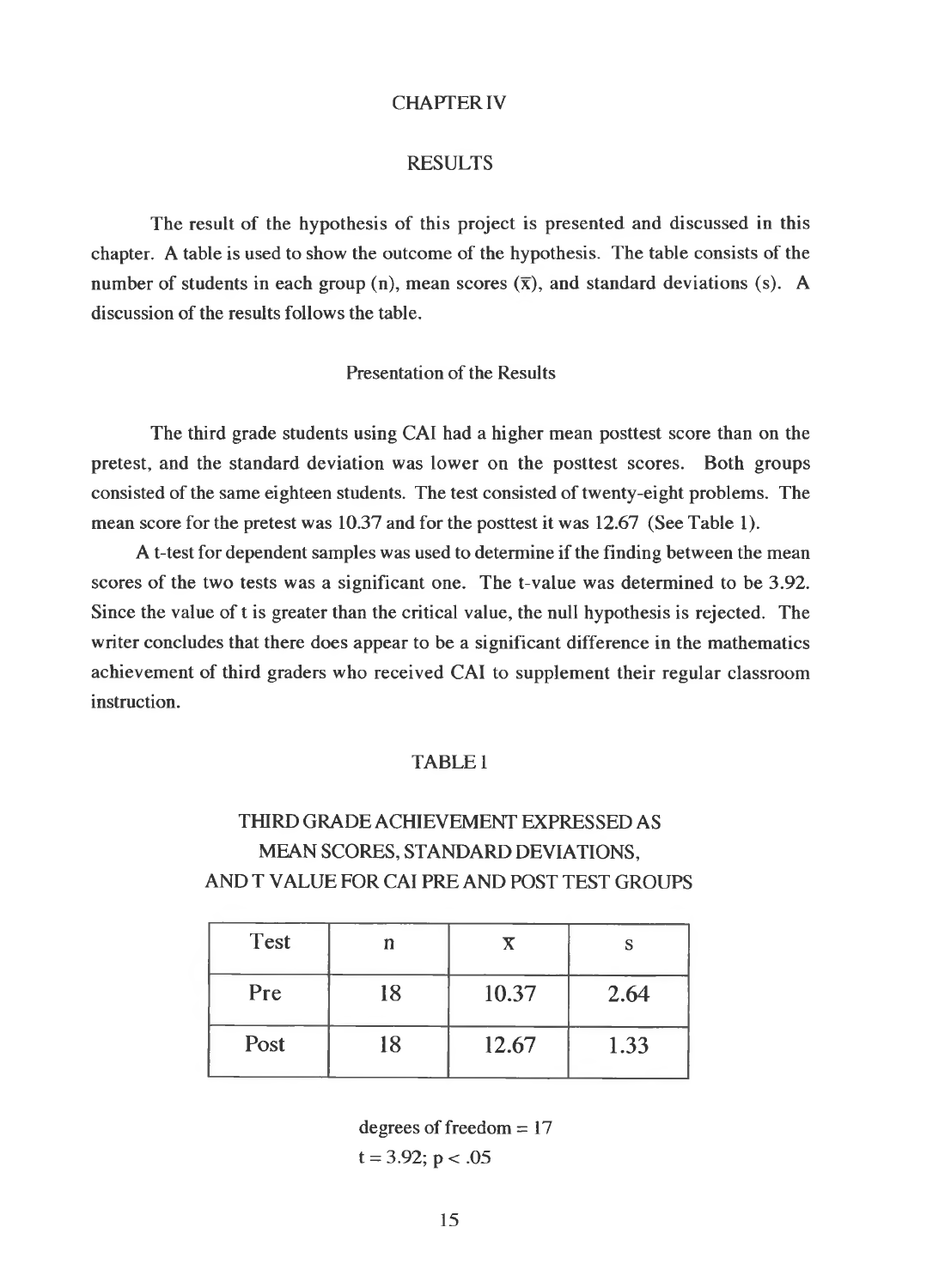# CHAPTER IV

## RESULTS

The result of the hypothesis of this project is presented and discussed in this chapter. A table is used to show the outcome of the hypothesis. The table consists of the number of students in each group (n), mean scores ($\bar{x}$), and standard deviations (s). A discussion of the results follows the table.

### Presentation of the Results

The third grade students using CAI had a higher mean posttest score than on the pretest, and the standard deviation was lower on the posttest scores. Both groups consisted of the same eighteen students. The test consisted of twenty-eight problems. The mean score for the pretest was 10.37 and for the posttest it was 12.67 (See Table 1).

A t-test for dependent samples was used to determine if the finding between the mean scores of the two tests was a significant one. The t-value was determined to be 3.92. Since the value of t is greater than the critical value, the null hypothesis is rejected. The writer concludes that there does appear to be a significant difference in the mathematics achievement of third graders who received CAI to supplement their regular classroom instruction.

TABLE 1

THIRD GRADE ACHIEVEMENT EXPRESSED AS MEAN SCORES, STANDARD DEVIATIONS, AND T VALUE FOR CAI PRE AND POST TEST GROUPS

| Test | n | $\bar{x}$ | s |
|---|---|---|---|
| Pre | 18 | 10.37 | 2.64 |
| Post | 18 | 12.67 | 1.33 |

degrees of freedom = 17

$t = 3.92$; $p < .05$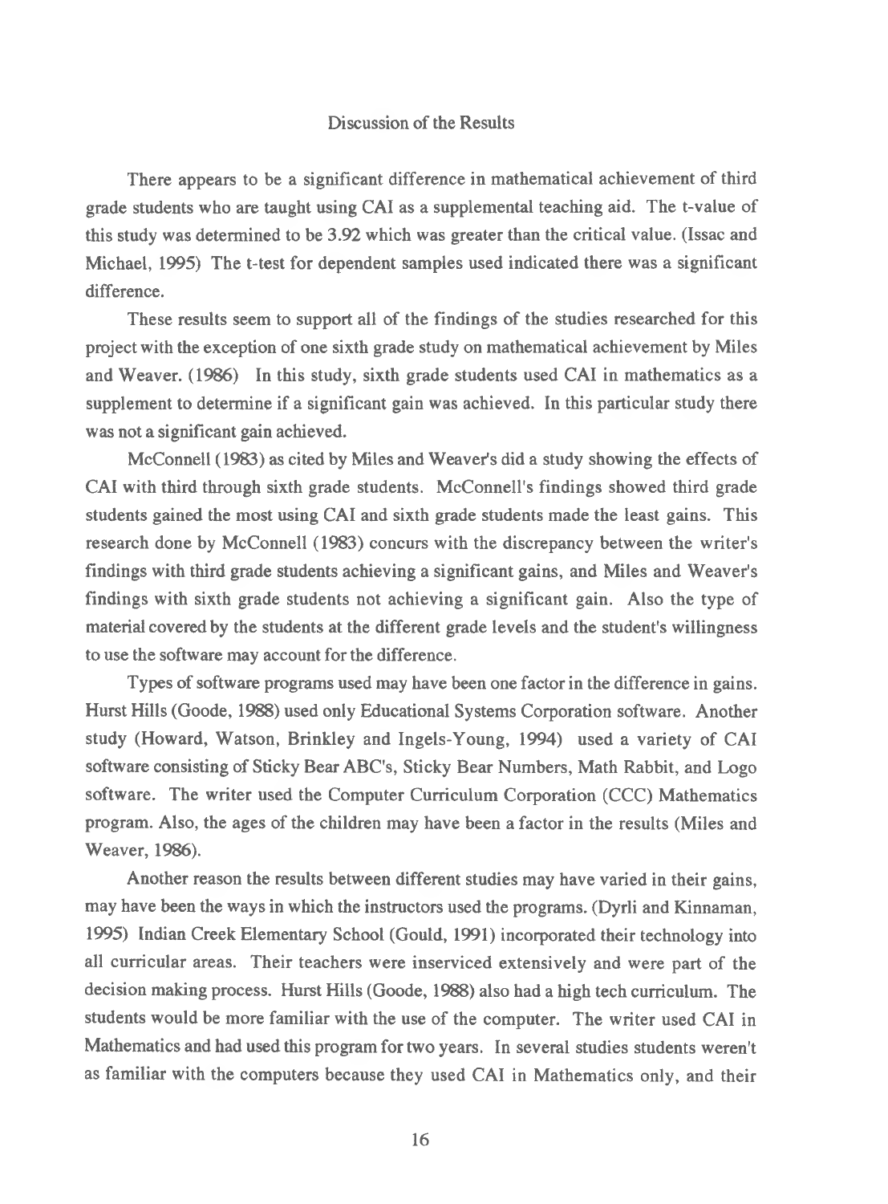## Discussion of the Results

There appears to be a significant difference in mathematical achievement of third grade students who are taught using CAI as a supplemental teaching aid. The t-value of this study was determined to be 3.92 which was greater than the critical value. (Issac and Michael, 1995) The t-test for dependent samples used indicated there was a significant difference.

These results seem to support all of the findings of the studies researched for this project with the exception of one sixth grade study on mathematical achievement by Miles and Weaver. (1986) In this study, sixth grade students used CAI in mathematics as a supplement to determine if a significant gain was achieved. In this particular study there was not a significant gain achieved.

McConnell (1983) as cited by Miles and Weaver's did a study showing the effects of CAI with third through sixth grade students. McConnell's findings showed third grade students gained the most using CAI and sixth grade students made the least gains. This research done by McConnell (1983) concurs with the discrepancy between the writer's findings with third grade students achieving a significant gains, and Miles and Weaver's findings with sixth grade students not achieving a significant gain. Also the type of material covered by the students at the different grade levels and the student's willingness to use the software may account for the difference.

Types of software programs used may have been one factor in the difference in gains. Hurst Hills (Goode, 1988) used only Educational Systems Corporation software. Another study (Howard, Watson, Brinkley and Ingels-Young, 1994) used a variety of CAI software consisting of Sticky Bear ABC's, Sticky Bear Numbers, Math Rabbit, and Logo software. The writer used the Computer Curriculum Corporation (CCC) Mathematics program. Also, the ages of the children may have been a factor in the results (Miles and Weaver, 1986).

Another reason the results between different studies may have varied in their gains, may have been the ways in which the instructors used the programs. (Dyrli and Kinnaman, 1995) Indian Creek Elementary School (Gould, 1991) incorporated their technology into all curricular areas. Their teachers were inserviced extensively and were part of the decision making process. Hurst Hills (Goode, 1988) also had a high tech curriculum. The students would be more familiar with the use of the computer. The writer used CAI in Mathematics and had used this program for two years. In several studies students weren't as familiar with the computers because they used CAI in Mathematics only, and their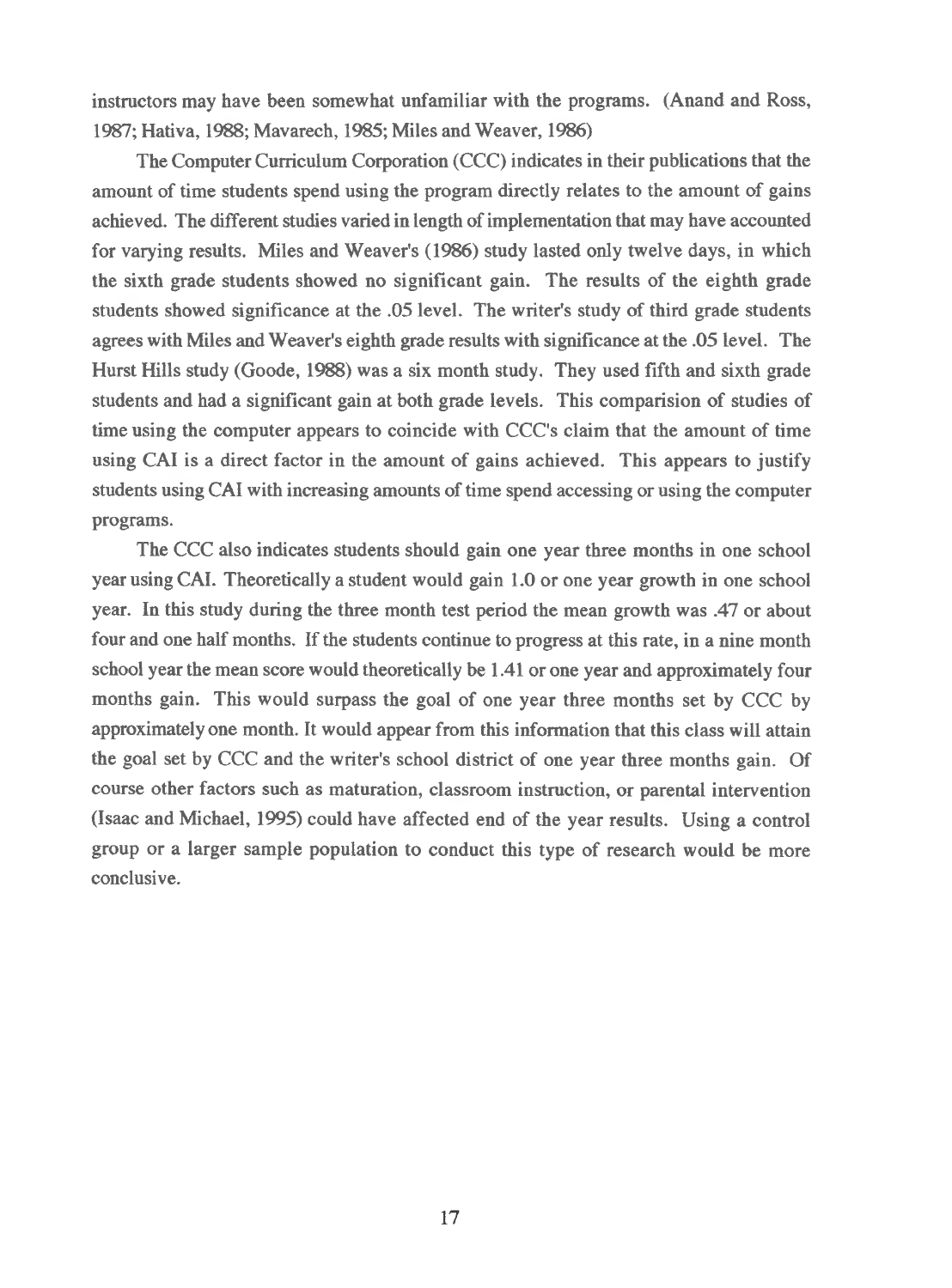instructors may have been somewhat unfamiliar with the programs. (Anand and Ross, 1987; Hativa, 1988; Mavarech, 1985; Miles and Weaver, 1986)

The Computer Curriculum Corporation (CCC) indicates in their publications that the amount of time students spend using the program directly relates to the amount of gains achieved. The different studies varied in length of implementation that may have accounted for varying results. Miles and Weaver's (1986) study lasted only twelve days, in which the sixth grade students showed no significant gain. The results of the eighth grade students showed significance at the .05 level. The writer's study of third grade students agrees with Miles and Weaver's eighth grade results with significance at the .05 level. The Hurst Hills study (Goode, 1988) was a six month study. They used fifth and sixth grade students and had a significant gain at both grade levels. This comparision of studies of time using the computer appears to coincide with CCC's claim that the amount of time using CAI is a direct factor in the amount of gains achieved. This appears to justify students using CAI with increasing amounts of time spend accessing or using the computer programs.

The CCC also indicates students should gain one year three months in one school year using CAI. Theoretically a student would gain 1.0 or one year growth in one school year. In this study during the three month test period the mean growth was .47 or about four and one half months. If the students continue to progress at this rate, in a nine month school year the mean score would theoretically be 1.41 or one year and approximately four months gain. This would surpass the goal of one year three months set by CCC by approximately one month. It would appear from this information that this class will attain the goal set by CCC and the writer's school district of one year three months gain. Of course other factors such as maturation, classroom instruction, or parental intervention (Isaac and Michael, 1995) could have affected end of the year results. Using a control group or a larger sample population to conduct this type of research would be more conclusive.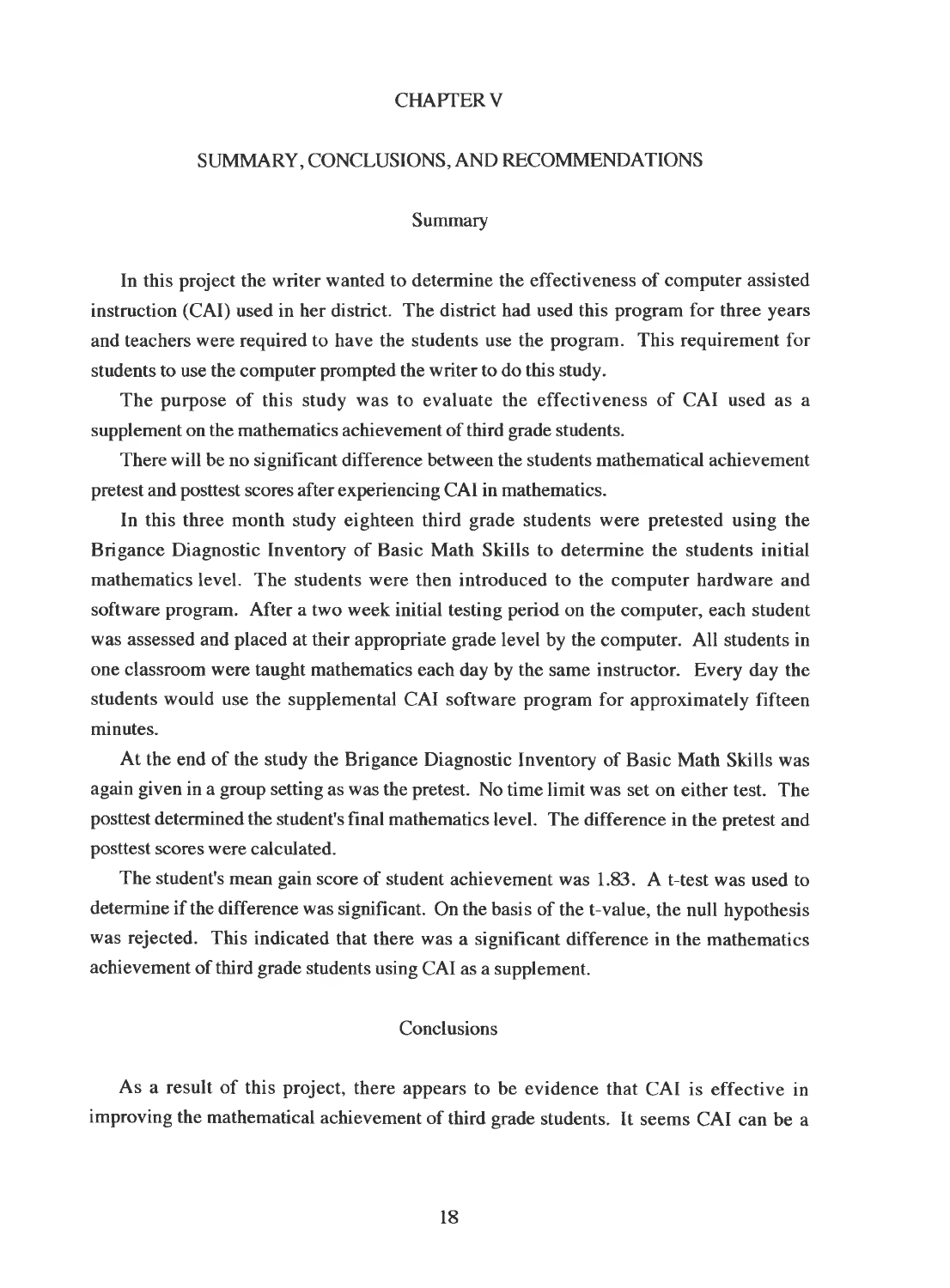# CHAPTER V

## SUMMARY, CONCLUSIONS, AND RECOMMENDATIONS

### Summary

In this project the writer wanted to determine the effectiveness of computer assisted instruction (CAI) used in her district. The district had used this program for three years and teachers were required to have the students use the program. This requirement for students to use the computer prompted the writer to do this study.

The purpose of this study was to evaluate the effectiveness of CAI used as a supplement on the mathematics achievement of third grade students.

There will be no significant difference between the students mathematical achievement pretest and posttest scores after experiencing CAI in mathematics.

In this three month study eighteen third grade students were pretested using the Brigance Diagnostic Inventory of Basic Math Skills to determine the students initial mathematics level. The students were then introduced to the computer hardware and software program. After a two week initial testing period on the computer, each student was assessed and placed at their appropriate grade level by the computer. All students in one classroom were taught mathematics each day by the same instructor. Every day the students would use the supplemental CAI software program for approximately fifteen minutes.

At the end of the study the Brigance Diagnostic Inventory of Basic Math Skills was again given in a group setting as was the pretest. No time limit was set on either test. The posttest determined the student's final mathematics level. The difference in the pretest and posttest scores were calculated.

The student's mean gain score of student achievement was 1.83. A t-test was used to determine if the difference was significant. On the basis of the t-value, the null hypothesis was rejected. This indicated that there was a significant difference in the mathematics achievement of third grade students using CAI as a supplement.

### Conclusions

As a result of this project, there appears to be evidence that CAI is effective in improving the mathematical achievement of third grade students. It seems CAI can be a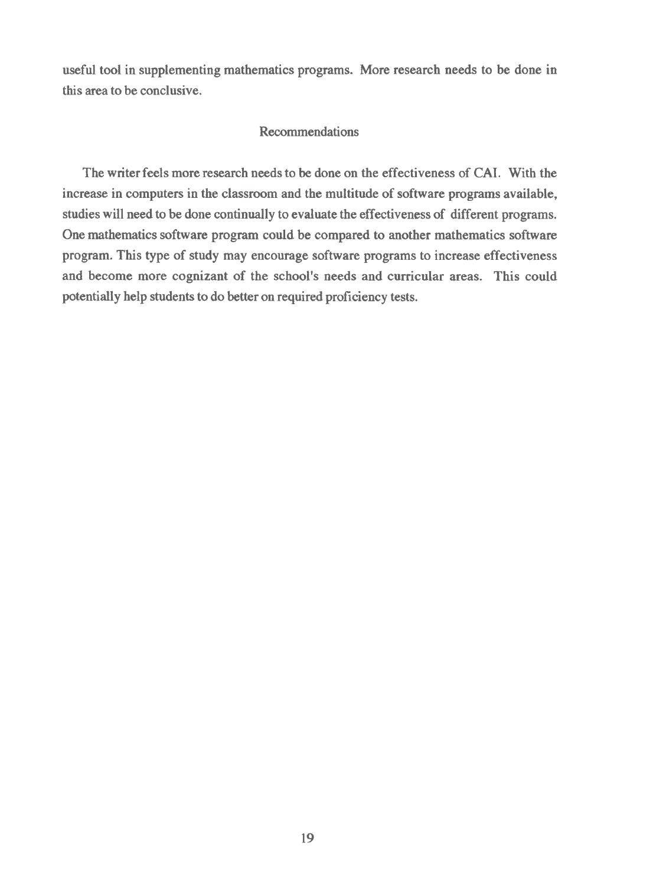useful tool in supplementing mathematics programs. More research needs to be done in this area to be conclusive.

## Recommendations

The writer feels more research needs to be done on the effectiveness of CAI. With the increase in computers in the classroom and the multitude of software programs available, studies will need to be done continually to evaluate the effectiveness of different programs. One mathematics software program could be compared to another mathematics software program. This type of study may encourage software programs to increase effectiveness and become more cognizant of the school's needs and curricular areas. This could potentially help students to do better on required proficiency tests.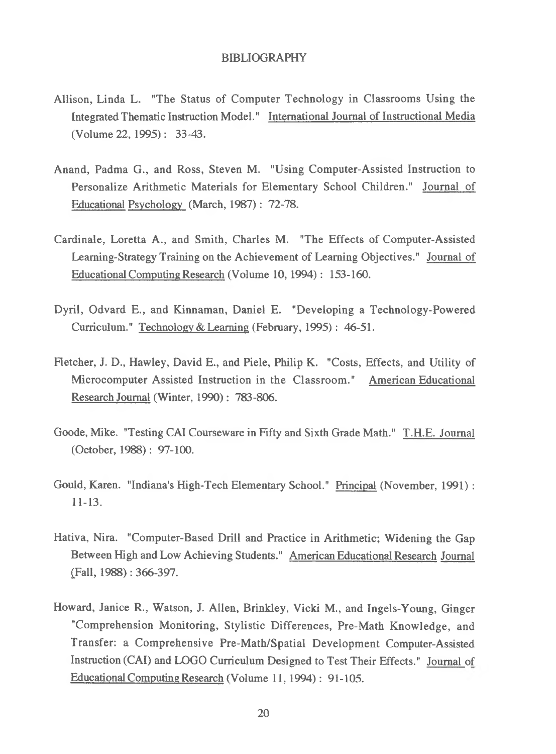# BIBLIOGRAPHY

Allison, Linda L. "The Status of Computer Technology in Classrooms Using the Integrated Thematic Instruction Model." International Journal of Instructional Media (Volume 22, 1995) : 33-43.

Anand, Padma G., and Ross, Steven M. "Using Computer-Assisted Instruction to Personalize Arithmetic Materials for Elementary School Children." Journal of Educational Psychology (March, 1987) : 72-78.

Cardinale, Loretta A., and Smith, Charles M. "The Effects of Computer-Assisted Learning-Strategy Training on the Achievement of Learning Objectives." Journal of Educational Computing Research (Volume 10, 1994) : 153-160.

Dyril, Odvard E., and Kinnaman, Daniel E. "Developing a Technology-Powered Curriculum." Technology & Learning (February, 1995) : 46-51.

Fletcher, J. D., Hawley, David E., and Piele, Philip K. "Costs, Effects, and Utility of Microcomputer Assisted Instruction in the Classroom." American Educational Research Journal (Winter, 1990) : 783-806.

Goode, Mike. "Testing CAI Courseware in Fifty and Sixth Grade Math." T.H.E. Journal (October, 1988) : 97-100.

Gould, Karen. "Indiana's High-Tech Elementary School." Principal (November, 1991) : 11-13.

Hativa, Nira. "Computer-Based Drill and Practice in Arithmetic; Widening the Gap Between High and Low Achieving Students." American Educational Research Journal (Fall, 1988) : 366-397.

Howard, Janice R., Watson, J. Allen, Brinkley, Vicki M., and Ingels-Young, Ginger "Comprehension Monitoring, Stylistic Differences, Pre-Math Knowledge, and Transfer: a Comprehensive Pre-Math/Spatial Development Computer-Assisted Instruction (CAI) and LOGO Curriculum Designed to Test Their Effects." Journal of Educational Computing Research (Volume 11, 1994) : 91-105.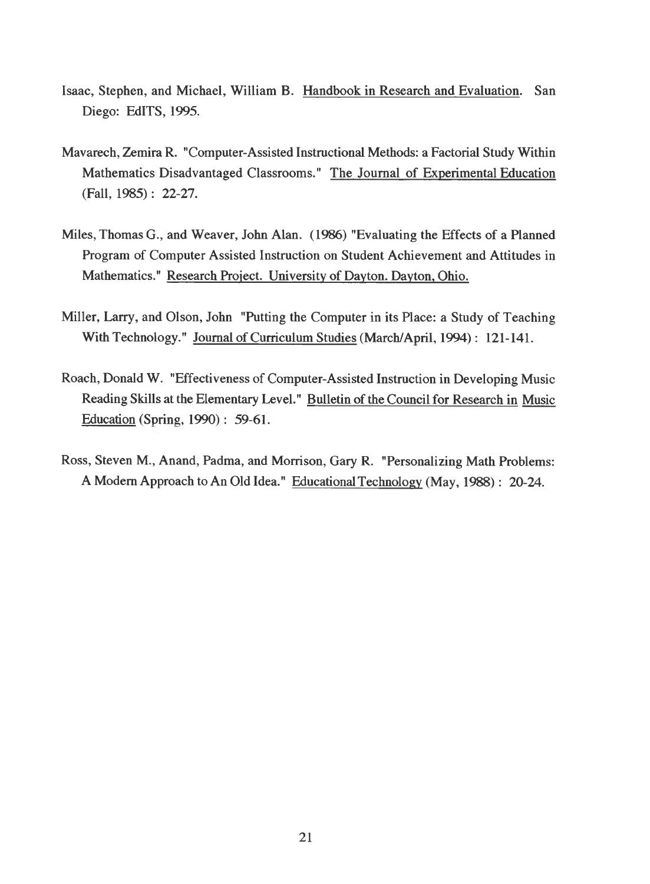Isaac, Stephen, and Michael, William B. Handbook in Research and Evaluation. San Diego: EdITS, 1995.

Mavarech, Zemira R. "Computer-Assisted Instructional Methods: a Factorial Study Within Mathematics Disadvantaged Classrooms." The Journal of Experimental Education (Fall, 1985) : 22-27.

Miles, Thomas G., and Weaver, John Alan. (1986) "Evaluating the Effects of a Planned Program of Computer Assisted Instruction on Student Achievement and Attitudes in Mathematics." Research Project. University of Dayton. Dayton, Ohio.

Miller, Larry, and Olson, John "Putting the Computer in its Place: a Study of Teaching With Technology." Journal of Curriculum Studies (March/April, 1994) : 121-141.

Roach, Donald W. "Effectiveness of Computer-Assisted Instruction in Developing Music Reading Skills at the Elementary Level." Bulletin of the Council for Research in Music Education (Spring, 1990) : 59-61.

Ross, Steven M., Anand, Padma, and Morrison, Gary R. "Personalizing Math Problems: A Modern Approach to An Old Idea." Educational Technology (May, 1988) : 20-24.